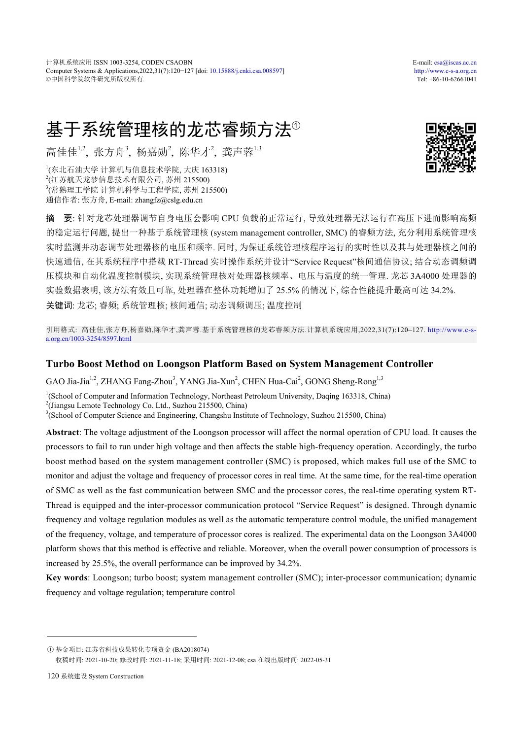# 基于系统管理核的龙芯睿频方法①

高佳佳[1,2], 张方舟[3], 杨嘉勋[2], 陈华才[2], 龚声蓉[1,3]

[1](东北石油大学 计算机与信息技术学院, 大庆 163318)
[2](江苏航天龙梦信息技术有限公司, 苏州 215500)
[3](常熟理工学院 计算机科学与工程学院, 苏州 215500)
通信作者: 张方舟, E-mail: zhangfz@cslg.edu.cn

**摘　要**: 针对龙芯处理器调节自身电压会影响 CPU 负载的正常运行, 导致处理器无法运行在高压下进而影响高频的稳定运行问题, 提出一种基于系统管理核 (system management controller, SMC) 的睿频方法, 充分利用系统管理核实时监测并动态调节处理器核的电压和频率. 同时, 为保证系统管理核程序运行的实时性以及其与处理器核之间的快速通信, 在其系统程序中搭载 RT-Thread 实时操作系统并设计“Service Request”核间通信协议; 结合动态调频调压模块和自动化温度控制模块, 实现系统管理核对处理器核频率、电压与温度的统一管理. 龙芯 3A4000 处理器的实验数据表明, 该方法有效且可靠, 处理器在整体功耗增加了 25.5% 的情况下, 综合性能提升最高可达 34.2%.

**关键词**: 龙芯; 睿频; 系统管理核; 核间通信; 动态调频调压; 温度控制

引用格式: 高佳佳,张方舟,杨嘉勋,陈华才,龚声蓉.基于系统管理核的龙芯睿频方法.计算机系统应用,2022,31(7):120–127. http://www.c-s-a.org.cn/1003-3254/8597.html

## Turbo Boost Method on Loongson Platform Based on System Management Controller

GAO Jia-Jia[1,2], ZHANG Fang-Zhou[3], YANG Jia-Xun[2], CHEN Hua-Cai[2], GONG Sheng-Rong[1,3]

[1](School of Computer and Information Technology, Northeast Petroleum University, Daqing 163318, China)
[2](Jiangsu Lemote Technology Co. Ltd., Suzhou 215500, China)
[3](School of Computer Science and Engineering, Changshu Institute of Technology, Suzhou 215500, China)

**Abstract**: The voltage adjustment of the Loongson processor will affect the normal operation of CPU load. It causes the processors to fail to run under high voltage and then affects the stable high-frequency operation. Accordingly, the turbo boost method based on the system management controller (SMC) is proposed, which makes full use of the SMC to monitor and adjust the voltage and frequency of processor cores in real time. At the same time, for the real-time operation of SMC as well as the fast communication between SMC and the processor cores, the real-time operating system RT-Thread is equipped and the inter-processor communication protocol “Service Request” is designed. Through dynamic frequency and voltage regulation modules as well as the automatic temperature control module, the unified management of the frequency, voltage, and temperature of processor cores is realized. The experimental data on the Loongson 3A4000 platform shows that this method is effective and reliable. Moreover, when the overall power consumption of processors is increased by 25.5%, the overall performance can be improved by 34.2%.

**Key words**: Loongson; turbo boost; system management controller (SMC); inter-processor communication; dynamic frequency and voltage regulation; temperature control

---

① 基金项目: 江苏省科技成果转化专项资金 (BA2018074)
收稿时间: 2021-10-20; 修改时间: 2021-11-18; 采用时间: 2021-12-08; csa 在线出版时间: 2022-05-31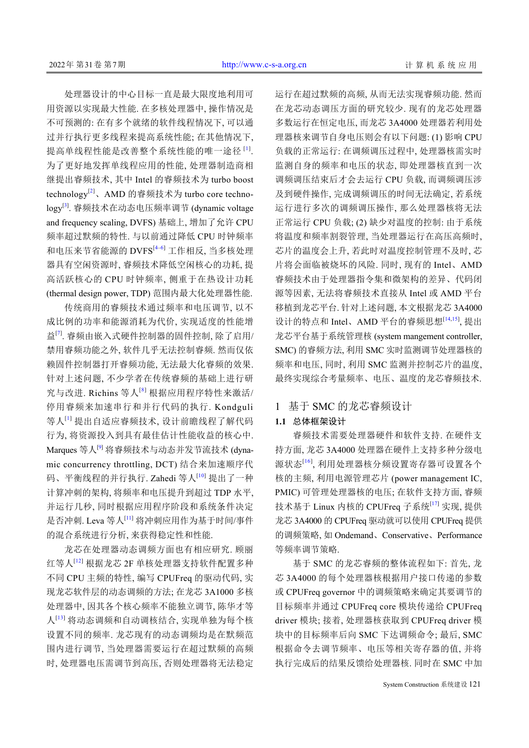处理器设计的中心目标一直是最大限度地利用可用资源以实现最大性能. 在多核处理器中, 操作情况是不可预测的: 在有多个就绪的软件线程情况下, 可以通过并行执行更多线程来提高系统性能; 在其他情况下, 提高单线程性能是改善整个系统性能的唯一途径[1]. 为了更好地发挥单线程应用的性能, 处理器制造商相继提出睿频技术, 其中 Intel 的睿频技术为 turbo boost technology[2]、AMD 的睿频技术为 turbo core technology[3]. 睿频技术在动态电压频率调节 (dynamic voltage and frequency scaling, DVFS) 基础上, 增加了允许 CPU 频率超过默频的特性. 与以前通过降低 CPU 时钟频率和电压来节省能源的 DVFS[4–6] 工作相反, 当多核处理器具有空闲资源时, 睿频技术降低空闲核心的功耗, 提高活跃核心的 CPU 时钟频率, 侧重于在热设计功耗 (thermal design power, TDP) 范围内最大化处理器性能.

传统商用的睿频技术通过频率和电压调节, 以不成比例的功率和能源消耗为代价, 实现适度的性能增益[7]. 睿频由嵌入式硬件控制器的固件控制, 除了启用/禁用睿频功能之外, 软件几乎无法控制睿频. 然而仅依赖固件控制器打开睿频功能, 无法最大化睿频的效果. 针对上述问题, 不少学者在传统睿频的基础上进行研究与改进. Richins 等人[8] 根据应用程序特性来激活/停用睿频来加速串行和并行代码的执行. Kondguli 等人[1] 提出自适应睿频技术, 设计前瞻线程了解代码行为, 将资源投入到具有最佳估计性能收益的核心中. Marques 等人[9] 将睿频技术与动态并发节流技术 (dynamic concurrency throttling, DCT) 结合来加速顺序代码、平衡线程的并行执行. Zahedi 等人[10] 提出了一种计算冲刺的架构, 将频率和电压提升到超过 TDP 水平, 并运行几秒, 同时根据应用程序阶段和系统条件决定是否冲刺. Leva 等人[11] 将冲刺应用作为基于时间/事件的混合系统进行分析, 来获得稳定性和性能.

龙芯在处理器动态调频方面也有相应研究. 顾丽红等人[12] 根据龙芯 2F 单核处理器支持软件配置多种不同 CPU 主频的特性, 编写 CPUFreq 的驱动代码, 实现龙芯软件层的动态调频的方法; 在龙芯 3A1000 多核处理器中, 因其各个核心频率不能独立调节, 陈华才等人[13] 将动态调频和自动调核结合, 实现单独为每个核设置不同的频率. 龙芯现有的动态调频均是在默频范围内进行调节, 当处理器需要运行在超过默频的高频时, 处理器电压需调节到高压, 否则处理器将无法稳定运行在超过默频的高频, 从而无法实现睿频功能. 然而在龙芯动态调压方面的研究较少. 现有的龙芯处理器多数运行在恒定电压, 而龙芯 3A4000 处理器若利用处理器核来调节自身电压则会有以下问题: (1) 影响 CPU 负载的正常运行: 在调频调压过程中, 处理器核需实时监测自身的频率和电压的状态, 即处理器核直到一次调频调压结束后才会去运行 CPU 负载, 而调频调压涉及到硬件操作, 完成调频调压的时间无法确定, 若系统运行进行多次的调频调压操作, 那么处理器核将无法正常运行 CPU 负载; (2) 缺少对温度的控制: 由于系统将温度和频率割裂管理, 当处理器运行在高压高频时, 芯片的温度会上升, 若此时对温度控制管理不及时, 芯片将会面临被烧坏的风险. 同时, 现有的 Intel、AMD 睿频技术由于处理器指令集和微架构的差异、代码闭源等因素, 无法将睿频技术直接从 Intel 或 AMD 平台移植到龙芯平台. 针对上述问题, 本文根据龙芯 3A4000 设计的特点和 Intel、AMD 平台的睿频思想[14,15], 提出龙芯平台基于系统管理核 (system mangement controller, SMC) 的睿频方法, 利用 SMC 实时监测调节处理器核的频率和电压, 同时, 利用 SMC 监测并控制芯片的温度, 最终实现综合考量频率、电压、温度的龙芯睿频技术.

## 1 基于 SMC 的龙芯睿频设计

### 1.1 总体框架设计

睿频技术需要处理器硬件和软件支持. 在硬件支持方面, 龙芯 3A4000 处理器在硬件上支持多种分级电源状态[16], 利用处理器核分频设置寄存器可设置各个核的主频, 利用电源管理芯片 (power management IC, PMIC) 可管理处理器核的电压; 在软件支持方面, 睿频技术基于 Linux 内核的 CPUFreq 子系统[17] 实现, 提供龙芯 3A4000 的 CPUFreq 驱动就可以使用 CPUFreq 提供的调频策略, 如 Ondemand、Conservative、Performance 等频率调节策略.

基于 SMC 的龙芯睿频的整体流程如下: 首先, 龙芯 3A4000 的每个处理器核根据用户接口传递的参数或 CPUFreq governor 中的调频策略来确定其要调节的目标频率并通过 CPUFreq core 模块传递给 CPUFreq driver 模块; 接着, 处理器核获取到 CPUFreq driver 模块中的目标频率后向 SMC 下达调频命令; 最后, SMC 根据命令去调节频率、电压等相关寄存器的值, 并将执行完成后的结果反馈给处理器核. 同时在 SMC 中加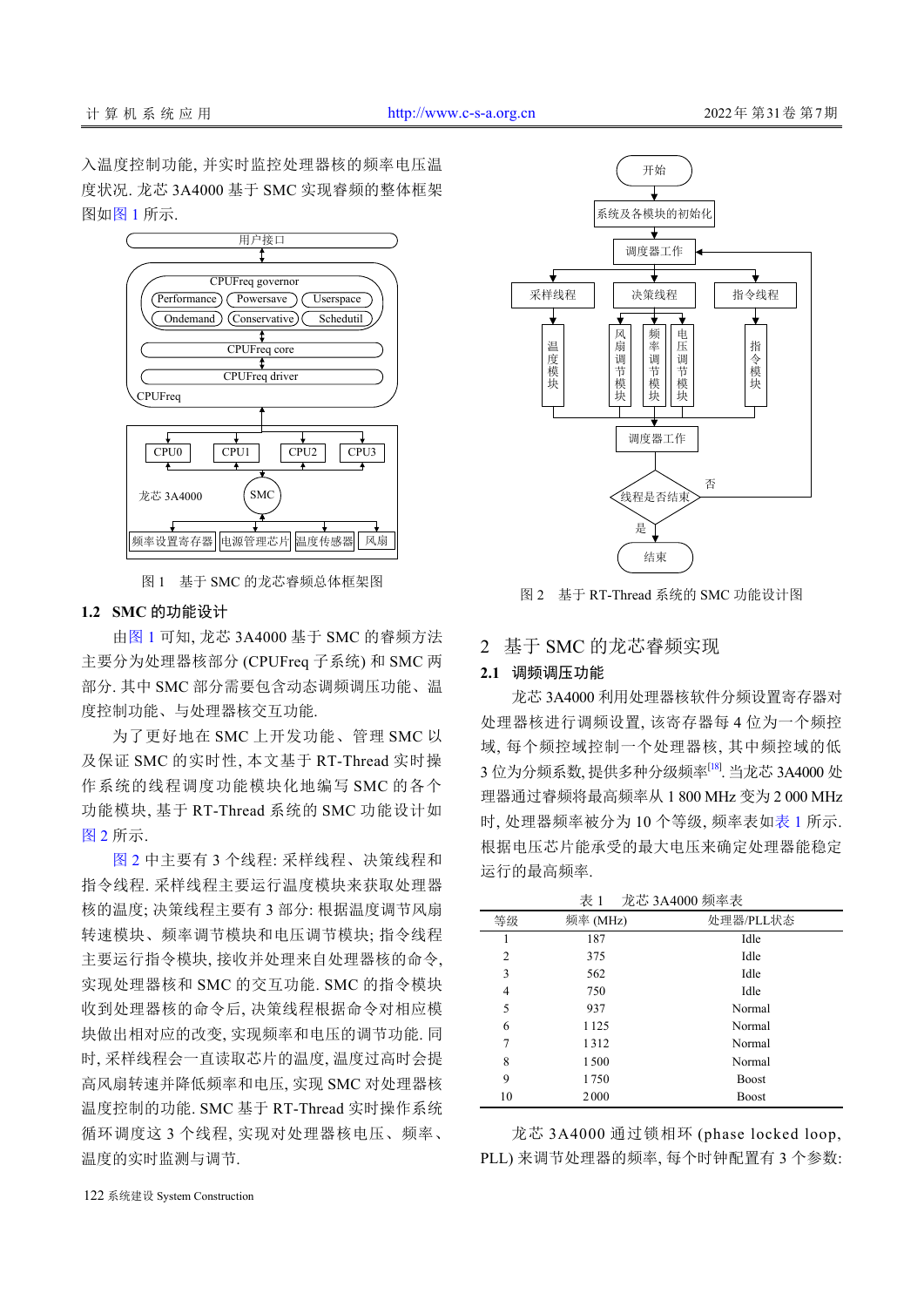入温度控制功能, 并实时监控处理器核的频率电压温度状况. 龙芯 3A4000 基于 SMC 实现睿频的整体框架图如图 1 所示.

图 1　基于 SMC 的龙芯睿频总体框架图

### 1.2　SMC 的功能设计

由图 1 可知, 龙芯 3A4000 基于 SMC 的睿频方法主要分为处理器核部分 (CPUFreq 子系统) 和 SMC 两部分. 其中 SMC 部分需要包含动态调频调压功能、温度控制功能、与处理器核交互功能.

为了更好地在 SMC 上开发功能、管理 SMC 以及保证 SMC 的实时性, 本文基于 RT-Thread 实时操作系统的线程调度功能模块化地编写 SMC 的各个功能模块, 基于 RT-Thread 系统的 SMC 功能设计如图 2 所示.

图 2 中主要有 3 个线程: 采样线程、决策线程和指令线程. 采样线程主要运行温度模块来获取处理器核的温度; 决策线程主要有 3 部分: 根据温度调节风扇转速模块、频率调节模块和电压调节模块; 指令线程主要运行指令模块, 接收并处理来自处理器核的命令, 实现处理器核和 SMC 的交互功能. SMC 的指令模块收到处理器核的命令后, 决策线程根据命令对相应模块做出相对应的改变, 实现频率和电压的调节功能. 同时, 采样线程会一直读取芯片的温度, 温度过高时会提高风扇转速并降低频率和电压, 实现 SMC 对处理器核温度控制的功能. SMC 基于 RT-Thread 实时操作系统循环调度这 3 个线程, 实现对处理器核电压、频率、温度的实时监测与调节.

图 2　基于 RT-Thread 系统的 SMC 功能设计图

## 2　基于 SMC 的龙芯睿频实现

### 2.1　调频调压功能

龙芯 3A4000 利用处理器核软件分频设置寄存器对处理器核进行调频设置, 该寄存器每 4 位为一个频控域, 每个频控域控制一个处理器核, 其中频控域的低 3 位为分频系数, 提供多种分级频率[18]. 当龙芯 3A4000 处理器通过睿频将最高频率从 1 800 MHz 变为 2 000 MHz 时, 处理器频率被分为 10 个等级, 频率表如表 1 所示. 根据电压芯片能承受的最大电压来确定处理器能稳定运行的最高频率.

表 1　龙芯 3A4000 频率表

| 等级 | 频率 (MHz) | 处理器/PLL状态 |
|---|---|---|
| 1 | 187 | Idle |
| 2 | 375 | Idle |
| 3 | 562 | Idle |
| 4 | 750 | Idle |
| 5 | 937 | Normal |
| 6 | 1 125 | Normal |
| 7 | 1 312 | Normal |
| 8 | 1 500 | Normal |
| 9 | 1 750 | Boost |
| 10 | 2 000 | Boost |

龙芯 3A4000 通过锁相环 (phase locked loop, PLL) 来调节处理器的频率, 每个时钟配置有 3 个参数: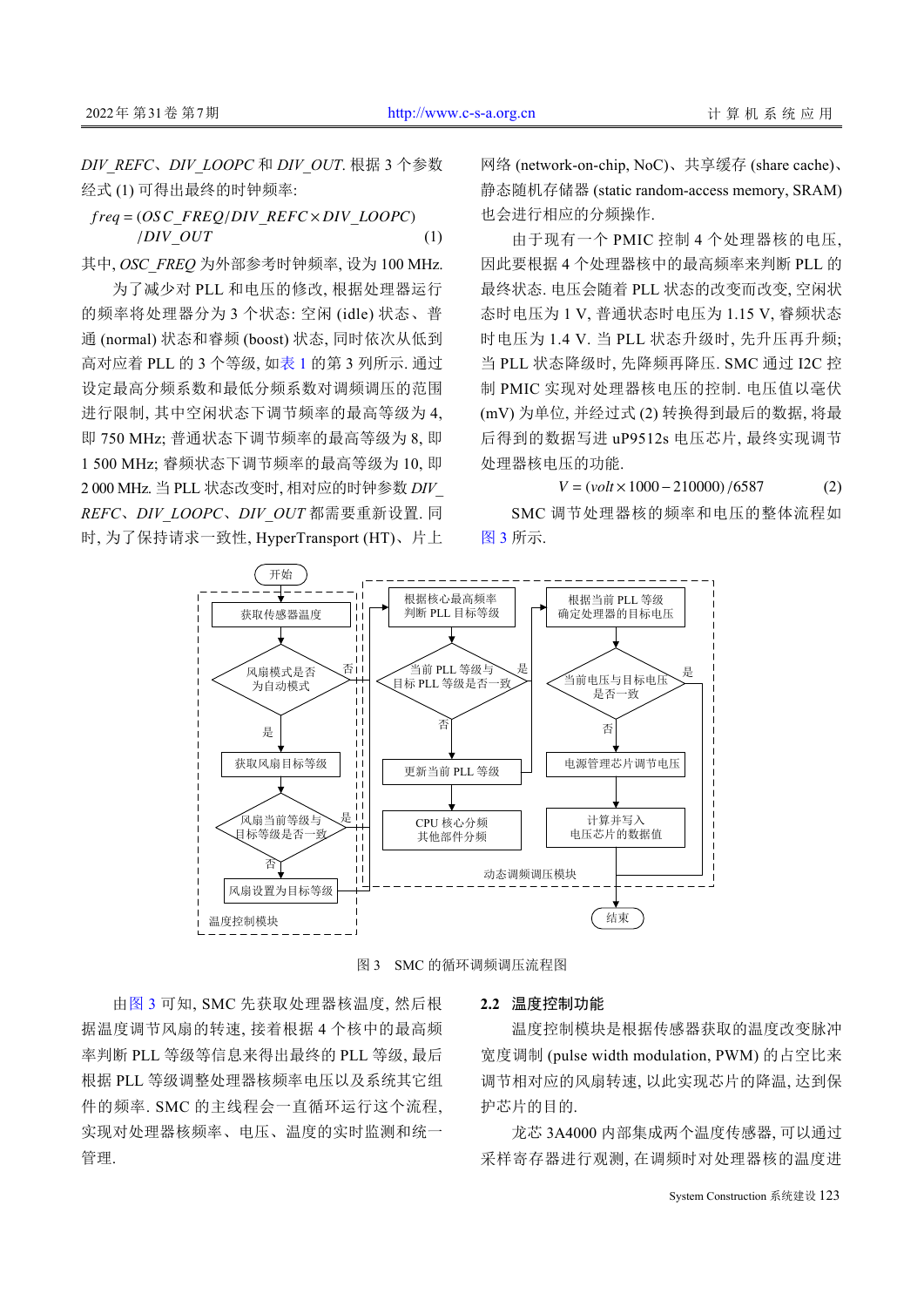$DIV\_REFC$、$DIV\_LOOPC$ 和 $DIV\_OUT$. 根据 3 个参数经式 (1) 可得出最终的时钟频率:

$$freq = (OSC\_FREQ/DIV\_REFC \times DIV\_LOOPC)/DIV\_OUT \quad (1)$$

其中, $OSC\_FREQ$ 为外部参考时钟频率, 设为 100 MHz.

为了减少对 PLL 和电压的修改, 根据处理器运行的频率将处理器分为 3 个状态: 空闲 (idle) 状态、普通 (normal) 状态和睿频 (boost) 状态, 同时依次从低到高对应着 PLL 的 3 个等级, 如表 1 的第 3 列所示. 通过设定最高分频系数和最低分频系数对调频调压的范围进行限制, 其中空闲状态下调节频率的最高等级为 4, 即 750 MHz; 普通状态下调节频率的最高等级为 8, 即 1 500 MHz; 睿频状态下调节频率的最高等级为 10, 即 2 000 MHz. 当 PLL 状态改变时, 相对应的时钟参数 $DIV\_REFC$、$DIV\_LOOPC$、$DIV\_OUT$ 都需要重新设置. 同时, 为了保持请求一致性, HyperTransport (HT)、片上网络 (network-on-chip, NoC)、共享缓存 (share cache)、静态随机存储器 (static random-access memory, SRAM) 也会进行相应的分频操作.

由于现有一个 PMIC 控制 4 个处理器核的电压, 因此要根据 4 个处理器核中的最高频率来判断 PLL 的最终状态. 电压会随着 PLL 状态的改变而改变, 空闲状态时电压为 1 V, 普通状态时电压为 1.15 V, 睿频状态时电压为 1.4 V. 当 PLL 状态升级时, 先升压再升频; 当 PLL 状态降级时, 先降频再降压. SMC 通过 I2C 控制 PMIC 实现对处理器核电压的控制. 电压值以毫伏 (mV) 为单位, 并经过式 (2) 转换得到最后的数据, 将最后得到的数据写进 uP9512s 电压芯片, 最终实现调节处理器核电压的功能.

$$V = (volt \times 1000 - 210000)/6587 \quad (2)$$

SMC 调节处理器核的频率和电压的整体流程如图 3 所示.

图 3 SMC 的循环调频调压流程图

由图 3 可知, SMC 先获取处理器核温度, 然后根据温度调节风扇的转速, 接着根据 4 个核中的最高频率判断 PLL 等级等信息来得出最终的 PLL 等级, 最后根据 PLL 等级调整处理器核频率电压以及系统其它组件的频率. SMC 的主线程会一直循环运行这个流程, 实现对处理器核频率、电压、温度的实时监测和统一管理.

## 2.2 温度控制功能

温度控制模块是根据传感器获取的温度改变脉冲宽度调制 (pulse width modulation, PWM) 的占空比来调节相对应的风扇转速, 以此实现芯片的降温, 达到保护芯片的目的.

龙芯 3A4000 内部集成两个温度传感器, 可以通过采样寄存器进行观测, 在调频时对处理器核的温度进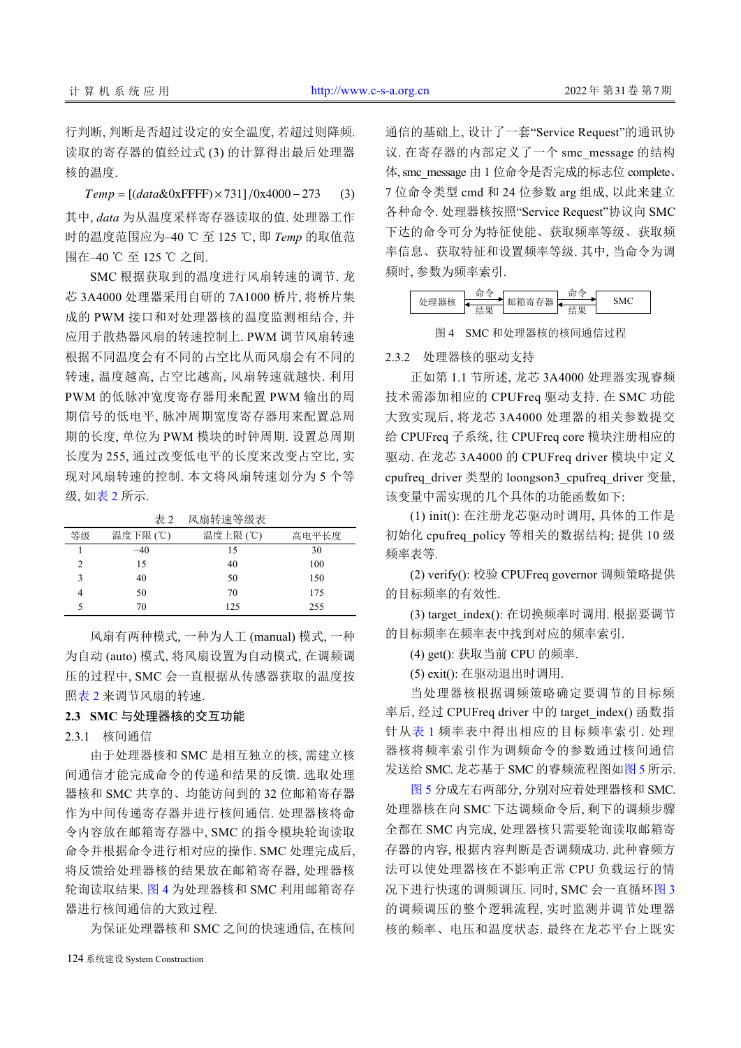行判断, 判断是否超过设定的安全温度, 若超过则降频. 读取的寄存器的值经过式 (3) 的计算得出最后处理器核的温度.

$$Temp = [(data\&0xFFFF)\times 731]/0x4000 - 273 \quad (3)$$

其中, *data* 为从温度采样寄存器读取的值. 处理器工作时的温度范围应为–40 ℃ 至 125 ℃, 即 *Temp* 的取值范围在–40 ℃ 至 125 ℃ 之间.

SMC 根据获取到的温度进行风扇转速的调节. 龙芯 3A4000 处理器采用自研的 7A1000 桥片, 将桥片集成的 PWM 接口和对处理器核的温度监测相结合, 并应用于散热器风扇的转速控制上. PWM 调节风扇转速根据不同温度会有不同的占空比从而风扇会有不同的转速, 温度越高, 占空比越高, 风扇转速就越快. 利用 PWM 的低脉冲宽度寄存器用来配置 PWM 输出的周期信号的低电平, 脉冲周期宽度寄存器用来配置总周期的长度, 单位为 PWM 模块的时钟周期. 设置总周期长度为 255, 通过改变低电平的长度来改变占空比, 实现对风扇转速的控制. 本文将风扇转速划分为 5 个等级, 如表 2 所示.

表 2　风扇转速等级表

| 等级 | 温度下限 (℃) | 温度上限 (℃) | 高电平长度 |
|---|---|---|---|
| 1 | –40 | 15 | 30 |
| 2 | 15 | 40 | 100 |
| 3 | 40 | 50 | 150 |
| 4 | 50 | 70 | 175 |
| 5 | 70 | 125 | 255 |

风扇有两种模式, 一种为人工 (manual) 模式, 一种为自动 (auto) 模式, 将风扇设置为自动模式, 在调频调压的过程中, SMC 会一直根据从传感器获取的温度按照表 2 来调节风扇的转速.

### 2.3　SMC 与处理器核的交互功能

#### 2.3.1　核间通信

由于处理器核和 SMC 是相互独立的核, 需建立核间通信才能完成命令的传递和结果的反馈. 选取处理器核和 SMC 共享的、均能访问到的 32 位邮箱寄存器作为中间传递寄存器并进行核间通信. 处理器核将命令内容存放在邮箱寄存器中, SMC 的指令模块轮询读取命令并根据命令进行相对应的操作. SMC 处理完成后, 将反馈给处理器核的结果放在邮箱寄存器, 处理器核轮询读取结果. 图 4 为处理器核和 SMC 利用邮箱寄存器进行核间通信的大致过程.

为保证处理器核和 SMC 之间的快速通信, 在核间通信的基础上, 设计了一套“Service Request”的通讯协议. 在寄存器的内部定义了一个 smc_message 的结构体, smc_message 由 1 位命令是否完成的标志位 complete、7 位命令类型 cmd 和 24 位参数 arg 组成, 以此来建立各种命令. 处理器核按照“Service Request”协议向 SMC 下达的命令可分为特征使能、获取频率等级、获取频率信息、获取特征和设置频率等级. 其中, 当命令为调频时, 参数为频率索引.

处理器核 ⇄(命令/结果) 邮箱寄存器 ⇄(命令/结果) SMC

图 4　SMC 和处理器核的核间通信过程

#### 2.3.2　处理器核的驱动支持

正如第 1.1 节所述, 龙芯 3A4000 处理器实现睿频技术需添加相应的 CPUFreq 驱动支持. 在 SMC 功能大致实现后, 将龙芯 3A4000 处理器的相关参数提交给 CPUFreq 子系统, 往 CPUFreq core 模块注册相应的驱动. 在龙芯 3A4000 的 CPUFreq driver 模块中定义 cpufreq_driver 类型的 loongson3_cpufreq_driver 变量, 该变量中需实现的几个具体的功能函数如下:

(1) init(): 在注册龙芯驱动时调用, 具体的工作是初始化 cpufreq_policy 等相关的数据结构; 提供 10 级频率表等.

(2) verify(): 校验 CPUFreq governor 调频策略提供的目标频率的有效性.

(3) target_index(): 在切换频率时调用. 根据要调节的目标频率在频率表中找到对应的频率索引.

(4) get(): 获取当前 CPU 的频率.

(5) exit(): 在驱动退出时调用.

当处理器核根据调频策略确定要调节的目标频率后, 经过 CPUFreq driver 中的 target_index() 函数指针从表 1 频率表中得出相应的目标频率索引. 处理器核将频率索引作为调频命令的参数通过核间通信发送给 SMC. 龙芯基于 SMC 的睿频流程图如图 5 所示.

图 5 分成左右两部分, 分别对应着处理器核和 SMC. 处理器核在向 SMC 下达调频命令后, 剩下的调频步骤全都在 SMC 内完成, 处理器核只需要轮询读取邮箱寄存器的内容, 根据内容判断是否调频成功. 此种睿频方法可以使处理器核在不影响正常 CPU 负载运行的情况下进行快速的调频调压. 同时, SMC 会一直循环图 3 的调频调压的整个逻辑流程, 实时监测并调节处理器核的频率、电压和温度状态. 最终在龙芯平台上既实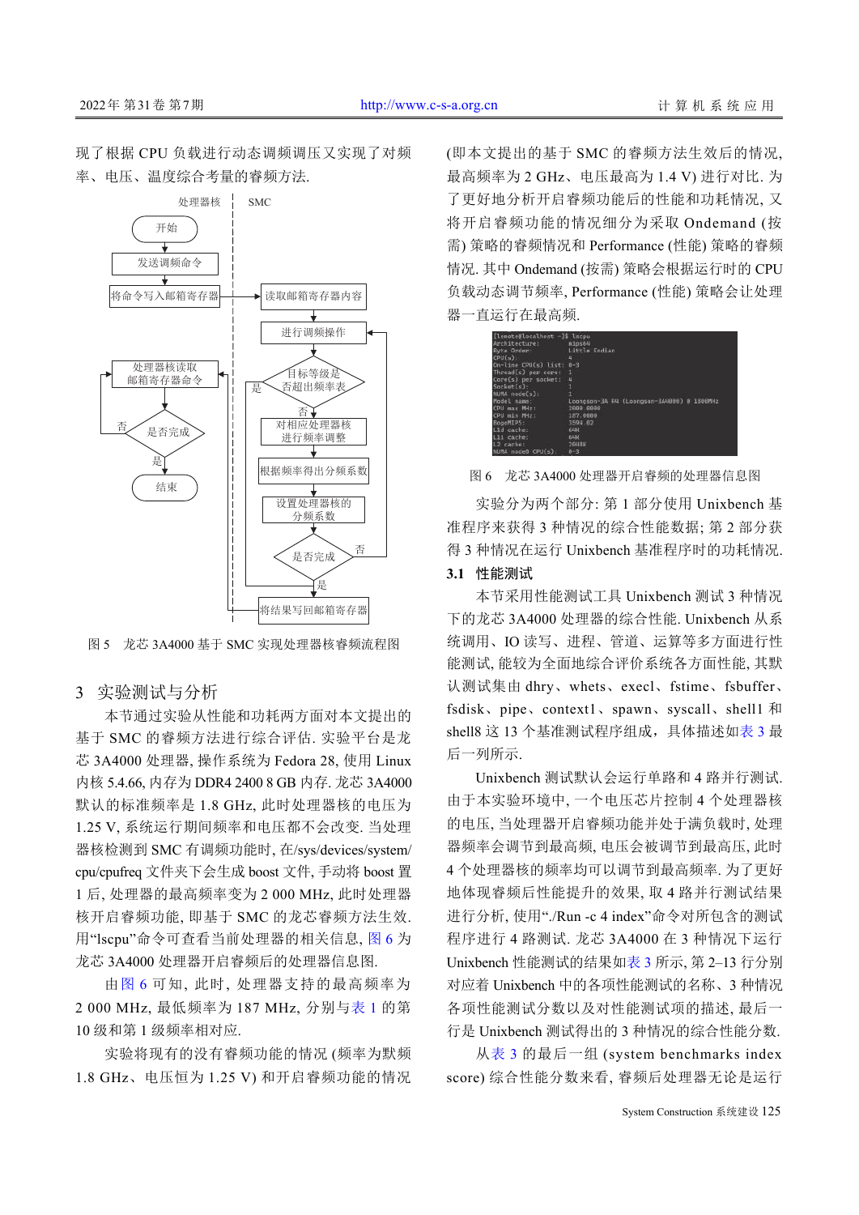现了根据 CPU 负载进行动态调频调压又实现了对频率、电压、温度综合考量的睿频方法.

图 5　龙芯 3A4000 基于 SMC 实现处理器核睿频流程图

## 3　实验测试与分析

本节通过实验从性能和功耗两方面对本文提出的基于 SMC 的睿频方法进行综合评估. 实验平台是龙芯 3A4000 处理器, 操作系统为 Fedora 28, 使用 Linux 内核 5.4.66, 内存为 DDR4 2400 8 GB 内存. 龙芯 3A4000 默认的标准频率是 1.8 GHz, 此时处理器核的电压为 1.25 V, 系统运行期间频率和电压都不会改变. 当处理器核检测到 SMC 有调频功能时, 在/sys/devices/system/cpu/cpufreq 文件夹下会生成 boost 文件, 手动将 boost 置 1 后, 处理器的最高频率变为 2 000 MHz, 此时处理器核开启睿频功能, 即基于 SMC 的龙芯睿频方法生效. 用“lscpu”命令可查看当前处理器的相关信息, 图 6 为龙芯 3A4000 处理器开启睿频后的处理器信息图.

由图 6 可知, 此时, 处理器支持的最高频率为 2 000 MHz, 最低频率为 187 MHz, 分别与表 1 的第 10 级和第 1 级频率相对应.

实验将现有的没有睿频功能的情况 (频率为默频 1.8 GHz、电压恒为 1.25 V) 和开启睿频功能的情况 (即本文提出的基于 SMC 的睿频方法生效后的情况, 最高频率为 2 GHz、电压最高为 1.4 V) 进行对比. 为了更好地分析开启睿频功能后的性能和功耗情况, 又将开启睿频功能的情况细分为采取 Ondemand (按需) 策略的睿频情况和 Performance (性能) 策略的睿频情况. 其中 Ondemand (按需) 策略会根据运行时的 CPU 负载动态调节频率, Performance (性能) 策略会让处理器一直运行在最高频.

图 6　龙芯 3A4000 处理器开启睿频的处理器信息图

实验分为两个部分: 第 1 部分使用 Unixbench 基准程序来获得 3 种情况的综合性能数据; 第 2 部分获得 3 种情况在运行 Unixbench 基准程序时的功耗情况.

### 3.1　性能测试

本节采用性能测试工具 Unixbench 测试 3 种情况下的龙芯 3A4000 处理器的综合性能. Unixbench 从系统调用、IO 读写、进程、管道、运算等多方面进行性能测试, 能较为全面地综合评价系统各方面性能, 其默认测试集由 dhry、whets、execl、fstime、fsbuffer、fsdisk、pipe、context1、spawn、syscall、shell1 和 shell8 这 13 个基准测试程序组成, 具体描述如表 3 最后一列所示.

Unixbench 测试默认会运行单路和 4 路并行测试. 由于本实验环境中, 一个电压芯片控制 4 个处理器核的电压, 当处理器开启睿频功能并处于满负载时, 处理器频率会调节到最高频, 电压会被调节到最高压, 此时 4 个处理器核的频率均可以调节到最高频率. 为了更好地体现睿频后性能提升的效果, 取 4 路并行测试结果进行分析, 使用“./Run -c 4 index”命令对所包含的测试程序进行 4 路测试. 龙芯 3A4000 在 3 种情况下运行 Unixbench 性能测试的结果如表 3 所示, 第 2–13 行分别对应着 Unixbench 中的各项性能测试的名称、3 种情况各项性能测试分数以及对性能测试项的描述, 最后一行是 Unixbench 测试得出的 3 种情况的综合性能分数.

从表 3 的最后一组 (system benchmarks index score) 综合性能分数来看, 睿频后处理器无论是运行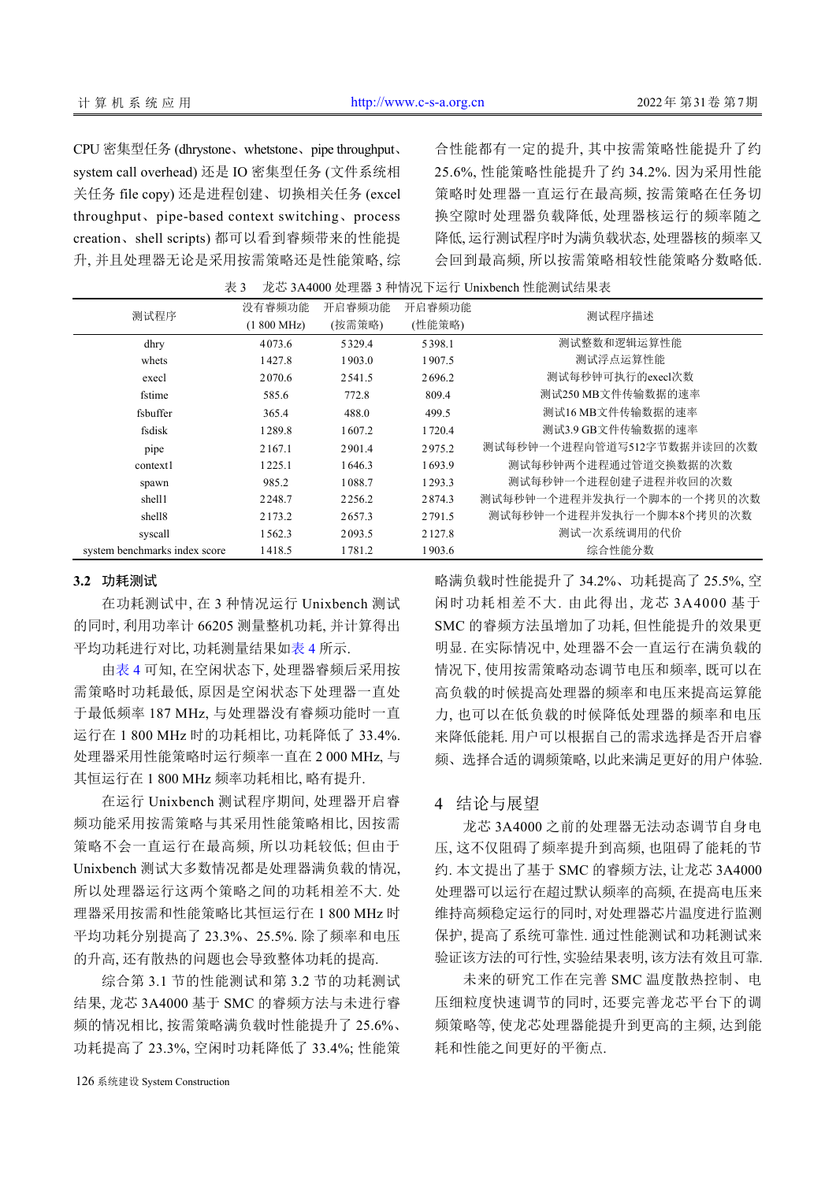CPU 密集型任务 (dhrystone、whetstone、pipe throughput、system call overhead) 还是 IO 密集型任务 (文件系统相关任务 file copy) 还是进程创建、切换相关任务 (excel throughput、pipe-based context switching、process creation、shell scripts) 都可以看到睿频带来的性能提升, 并且处理器无论是采用按需策略还是性能策略, 综合性能都有一定的提升, 其中按需策略性能提升了约 25.6%, 性能策略性能提升了约 34.2%. 因为采用性能策略时处理器一直运行在最高频, 按需策略在任务切换空隙时处理器负载降低, 处理器核运行的频率随之降低, 运行测试程序时为满负载状态, 处理器核的频率又会回到最高频, 所以按需策略相较性能策略分数略低.

表 3　龙芯 3A4000 处理器 3 种情况下运行 Unixbench 性能测试结果表

| 测试程序 | 没有睿频功能 (1 800 MHz) | 开启睿频功能 (按需策略) | 开启睿频功能 (性能策略) | 测试程序描述 |
|---|---|---|---|---|
| dhry | 4073.6 | 5329.4 | 5398.1 | 测试整数和逻辑运算性能 |
| whets | 1427.8 | 1903.0 | 1907.5 | 测试浮点运算性能 |
| execl | 2070.6 | 2541.5 | 2696.2 | 测试每秒钟可执行的execl次数 |
| fstime | 585.6 | 772.8 | 809.4 | 测试250 MB文件传输数据的速率 |
| fsbuffer | 365.4 | 488.0 | 499.5 | 测试16 MB文件传输数据的速率 |
| fsdisk | 1289.8 | 1607.2 | 1720.4 | 测试3.9 GB文件传输数据的速率 |
| pipe | 2167.1 | 2901.4 | 2975.2 | 测试每秒钟一个进程向管道写512字节数据并读回的次数 |
| context1 | 1225.1 | 1646.3 | 1693.9 | 测试每秒钟两个进程通过管道交换数据的次数 |
| spawn | 985.2 | 1088.7 | 1293.3 | 测试每秒钟一个进程创建子进程并收回的次数 |
| shell1 | 2248.7 | 2256.2 | 2874.3 | 测试每秒钟一个进程并发执行一个脚本的一个拷贝的次数 |
| shell8 | 2173.2 | 2657.3 | 2791.5 | 测试每秒钟一个进程并发执行一个脚本8个拷贝的次数 |
| syscall | 1562.3 | 2093.5 | 2127.8 | 测试一次系统调用的代价 |
| system benchmarks index score | 1418.5 | 1781.2 | 1903.6 | 综合性能分数 |

### 3.2　功耗测试

在功耗测试中, 在 3 种情况运行 Unixbench 测试的同时, 利用功率计 66205 测量整机功耗, 并计算得出平均功耗进行对比, 功耗测量结果如表 4 所示.

由表 4 可知, 在空闲状态下, 处理器睿频后采用按需策略时功耗最低, 原因是空闲状态下处理器一直处于最低频率 187 MHz, 与处理器没有睿频功能时一直运行在 1 800 MHz 时的功耗相比, 功耗降低了 33.4%. 处理器采用性能策略时运行频率一直在 2 000 MHz, 与其恒运行在 1 800 MHz 频率功耗相比, 略有提升.

在运行 Unixbench 测试程序期间, 处理器开启睿频功能采用按需策略与其采用性能策略相比, 因按需策略不会一直运行在最高频, 所以功耗较低; 但由于 Unixbench 测试大多数情况都是处理器满负载的情况, 所以处理器运行这两个策略之间的功耗相差不大. 处理器采用按需和性能策略比其恒运行在 1 800 MHz 时平均功耗分别提高了 23.3%、25.5%. 除了频率和电压的升高, 还有散热的问题也会导致整体功耗的提高.

综合第 3.1 节的性能测试和第 3.2 节的功耗测试结果, 龙芯 3A4000 基于 SMC 的睿频方法与未进行睿频的情况相比, 按需策略满负载时性能提升了 25.6%、功耗提高了 23.3%, 空闲时功耗降低了 33.4%; 性能策略满负载时性能提升了 34.2%、功耗提高了 25.5%, 空闲时功耗相差不大. 由此得出, 龙芯 3A4000 基于 SMC 的睿频方法虽增加了功耗, 但性能提升的效果更明显. 在实际情况中, 处理器不会一直运行在满负载的情况下, 使用按需策略动态调节电压和频率, 既可以在高负载的时候提高处理器的频率和电压来提高运算能力, 也可以在低负载的时候降低处理器的频率和电压来降低能耗. 用户可以根据自己的需求选择是否开启睿频、选择合适的调频策略, 以此来满足更好的用户体验.

## 4　结论与展望

龙芯 3A4000 之前的处理器无法动态调节自身电压, 这不仅阻碍了频率提升到高频, 也阻碍了能耗的节约. 本文提出了基于 SMC 的睿频方法, 让龙芯 3A4000 处理器可以运行在超过默认频率的高频, 在提高电压来维持高频稳定运行的同时, 对处理器芯片温度进行监测保护, 提高了系统可靠性. 通过性能测试和功耗测试来验证该方法的可行性, 实验结果表明, 该方法有效且可靠.

未来的研究工作在完善 SMC 温度散热控制、电压细粒度快速调节的同时, 还要完善龙芯平台下的调频策略等, 使龙芯处理器能提升到更高的主频, 达到能耗和性能之间更好的平衡点.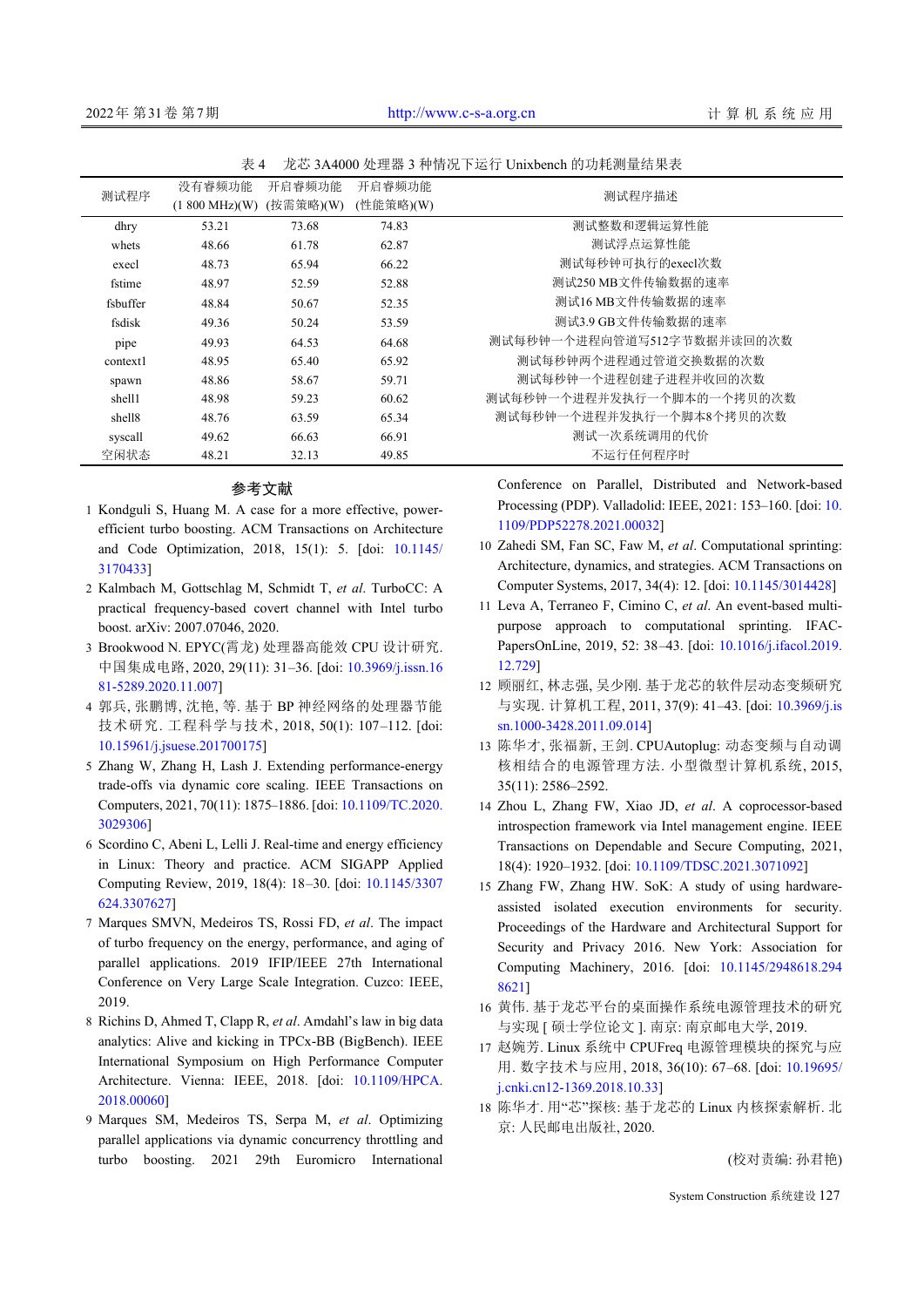表 4　龙芯 3A4000 处理器 3 种情况下运行 Unixbench 的功耗测量结果表

| 测试程序 | 没有睿频功能 (1 800 MHz)(W) | 开启睿频功能 (按需策略)(W) | 开启睿频功能 (性能策略)(W) | 测试程序描述 |
| --- | --- | --- | --- | --- |
| dhry | 53.21 | 73.68 | 74.83 | 测试整数和逻辑运算性能 |
| whets | 48.66 | 61.78 | 62.87 | 测试浮点运算性能 |
| execl | 48.73 | 65.94 | 66.22 | 测试每秒钟可执行的execl次数 |
| fstime | 48.97 | 52.59 | 52.88 | 测试250 MB文件传输数据的速率 |
| fsbuffer | 48.84 | 50.67 | 52.35 | 测试16 MB文件传输数据的速率 |
| fsdisk | 49.36 | 50.24 | 53.59 | 测试3.9 GB文件传输数据的速率 |
| pipe | 49.93 | 64.53 | 64.68 | 测试每秒钟一个进程向管道写512字节数据并读回的次数 |
| context1 | 48.95 | 65.40 | 65.92 | 测试每秒钟两个进程通过管道交换数据的次数 |
| spawn | 48.86 | 58.67 | 59.71 | 测试每秒钟一个进程创建子进程并收回的次数 |
| shell1 | 48.98 | 59.23 | 60.62 | 测试每秒钟一个进程并发执行一个脚本的一个拷贝的次数 |
| shell8 | 48.76 | 63.59 | 65.34 | 测试每秒钟一个进程并发执行一个脚本8个拷贝的次数 |
| syscall | 49.62 | 66.63 | 66.91 | 测试一次系统调用的代价 |
| 空闲状态 | 48.21 | 32.13 | 49.85 | 不运行任何程序时 |

## 参考文献

1 Kondguli S, Huang M. A case for a more effective, power-efficient turbo boosting. ACM Transactions on Architecture and Code Optimization, 2018, 15(1): 5. [doi: 10.1145/3170433]

2 Kalmbach M, Gottschlag M, Schmidt T, *et al*. TurboCC: A practical frequency-based covert channel with Intel turbo boost. arXiv: 2007.07046, 2020.

3 Brookwood N. EPYC(霄龙) 处理器高能效 CPU 设计研究. 中国集成电路, 2020, 29(11): 31–36. [doi: 10.3969/j.issn.1681-5289.2020.11.007]

4 郭兵, 张鹏博, 沈艳, 等. 基于 BP 神经网络的处理器节能技术研究. 工程科学与技术, 2018, 50(1): 107–112. [doi: 10.15961/j.jsuese.201700175]

5 Zhang W, Zhang H, Lash J. Extending performance-energy trade-offs via dynamic core scaling. IEEE Transactions on Computers, 2021, 70(11): 1875–1886. [doi: 10.1109/TC.2020.3029306]

6 Scordino C, Abeni L, Lelli J. Real-time and energy efficiency in Linux: Theory and practice. ACM SIGAPP Applied Computing Review, 2019, 18(4): 18–30. [doi: 10.1145/3307624.3307627]

7 Marques SMVN, Medeiros TS, Rossi FD, *et al*. The impact of turbo frequency on the energy, performance, and aging of parallel applications. 2019 IFIP/IEEE 27th International Conference on Very Large Scale Integration. Cuzco: IEEE, 2019.

8 Richins D, Ahmed T, Clapp R, *et al*. Amdahl's law in big data analytics: Alive and kicking in TPCx-BB (BigBench). IEEE International Symposium on High Performance Computer Architecture. Vienna: IEEE, 2018. [doi: 10.1109/HPCA.2018.00060]

9 Marques SM, Medeiros TS, Serpa M, *et al*. Optimizing parallel applications via dynamic concurrency throttling and turbo boosting. 2021 29th Euromicro International Conference on Parallel, Distributed and Network-based Processing (PDP). Valladolid: IEEE, 2021: 153–160. [doi: 10.1109/PDP52278.2021.00032]

10 Zahedi SM, Fan SC, Faw M, *et al*. Computational sprinting: Architecture, dynamics, and strategies. ACM Transactions on Computer Systems, 2017, 34(4): 12. [doi: 10.1145/3014428]

11 Leva A, Terraneo F, Cimino C, *et al*. An event-based multi-purpose approach to computational sprinting. IFAC-PapersOnLine, 2019, 52: 38–43. [doi: 10.1016/j.ifacol.2019.12.729]

12 顾丽红, 林志强, 吴少刚. 基于龙芯的软件层动态变频研究与实现. 计算机工程, 2011, 37(9): 41–43. [doi: 10.3969/j.issn.1000-3428.2011.09.014]

13 陈华才, 张福新, 王剑. CPUAutoplug: 动态变频与自动调核相结合的电源管理方法. 小型微型计算机系统, 2015, 35(11): 2586–2592.

14 Zhou L, Zhang FW, Xiao JD, *et al*. A coprocessor-based introspection framework via Intel management engine. IEEE Transactions on Dependable and Secure Computing, 2021, 18(4): 1920–1932. [doi: 10.1109/TDSC.2021.3071092]

15 Zhang FW, Zhang HW. SoK: A study of using hardware-assisted isolated execution environments for security. Proceedings of the Hardware and Architectural Support for Security and Privacy 2016. New York: Association for Computing Machinery, 2016. [doi: 10.1145/2948618.2948621]

16 黄伟. 基于龙芯平台的桌面操作系统电源管理技术的研究与实现 [ 硕士学位论文 ]. 南京: 南京邮电大学, 2019.

17 赵婉芳. Linux 系统中 CPUFreq 电源管理模块的探究与应用. 数字技术与应用, 2018, 36(10): 67–68. [doi: 10.19695/j.cnki.cn12-1369.2018.10.33]

18 陈华才. 用"芯"探核: 基于龙芯的 Linux 内核探索解析. 北京: 人民邮电出版社, 2020.

(校对责编: 孙君艳)